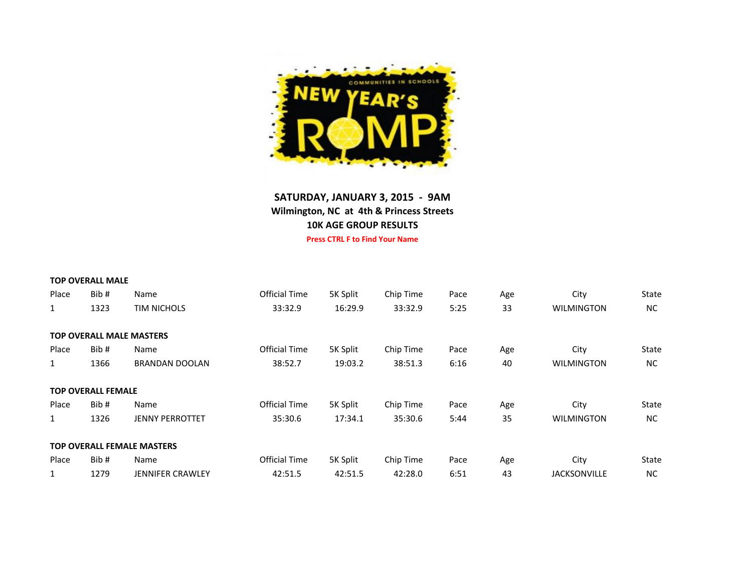**SATURDAY, JANUARY 3, 2015 - 9AM**
**Wilmington, NC at 4th & Princess Streets**
**10K AGE GROUP RESULTS**
**Press CTRL F to Find Your Name**

**TOP OVERALL MALE**

| Place | Bib # | Name | Official Time | 5K Split | Chip Time | Pace | Age | City | State |
|---|---|---|---|---|---|---|---|---|---|
| 1 | 1323 | TIM NICHOLS | 33:32.9 | 16:29.9 | 33:32.9 | 5:25 | 33 | WILMINGTON | NC |

**TOP OVERALL MALE MASTERS**

| Place | Bib # | Name | Official Time | 5K Split | Chip Time | Pace | Age | City | State |
|---|---|---|---|---|---|---|---|---|---|
| 1 | 1366 | BRANDAN DOOLAN | 38:52.7 | 19:03.2 | 38:51.3 | 6:16 | 40 | WILMINGTON | NC |

**TOP OVERALL FEMALE**

| Place | Bib # | Name | Official Time | 5K Split | Chip Time | Pace | Age | City | State |
|---|---|---|---|---|---|---|---|---|---|
| 1 | 1326 | JENNY PERROTTET | 35:30.6 | 17:34.1 | 35:30.6 | 5:44 | 35 | WILMINGTON | NC |

**TOP OVERALL FEMALE MASTERS**

| Place | Bib # | Name | Official Time | 5K Split | Chip Time | Pace | Age | City | State |
|---|---|---|---|---|---|---|---|---|---|
| 1 | 1279 | JENNIFER CRAWLEY | 42:51.5 | 42:51.5 | 42:28.0 | 6:51 | 43 | JACKSONVILLE | NC |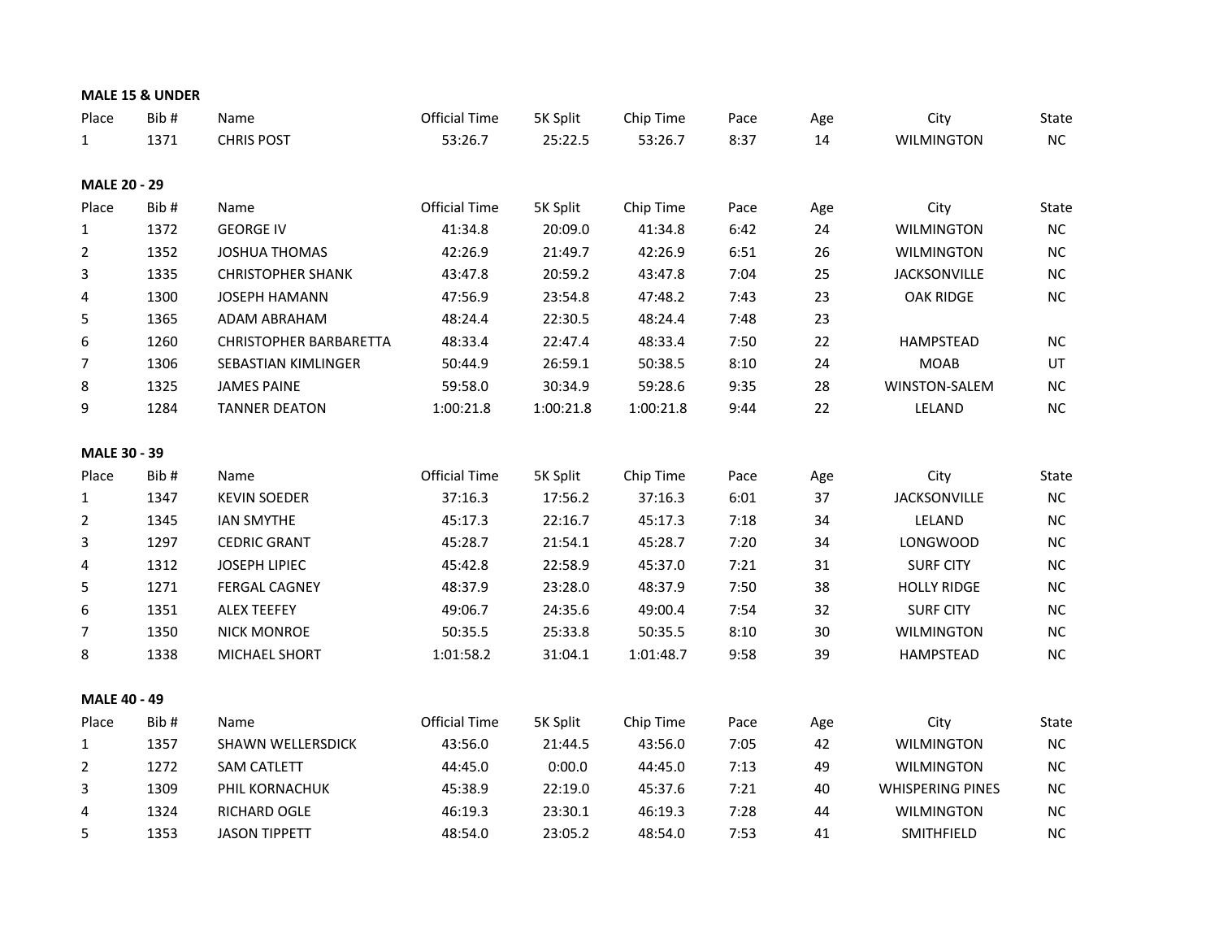**MALE 15 & UNDER**

| Place | Bib # | Name | Official Time | 5K Split | Chip Time | Pace | Age | City | State |
|---|---|---|---|---|---|---|---|---|---|
| 1 | 1371 | CHRIS POST | 53:26.7 | 25:22.5 | 53:26.7 | 8:37 | 14 | WILMINGTON | NC |

**MALE 20 - 29**

| Place | Bib # | Name | Official Time | 5K Split | Chip Time | Pace | Age | City | State |
|---|---|---|---|---|---|---|---|---|---|
| 1 | 1372 | GEORGE IV | 41:34.8 | 20:09.0 | 41:34.8 | 6:42 | 24 | WILMINGTON | NC |
| 2 | 1352 | JOSHUA THOMAS | 42:26.9 | 21:49.7 | 42:26.9 | 6:51 | 26 | WILMINGTON | NC |
| 3 | 1335 | CHRISTOPHER SHANK | 43:47.8 | 20:59.2 | 43:47.8 | 7:04 | 25 | JACKSONVILLE | NC |
| 4 | 1300 | JOSEPH HAMANN | 47:56.9 | 23:54.8 | 47:48.2 | 7:43 | 23 | OAK RIDGE | NC |
| 5 | 1365 | ADAM ABRAHAM | 48:24.4 | 22:30.5 | 48:24.4 | 7:48 | 23 | | |
| 6 | 1260 | CHRISTOPHER BARBARETTA | 48:33.4 | 22:47.4 | 48:33.4 | 7:50 | 22 | HAMPSTEAD | NC |
| 7 | 1306 | SEBASTIAN KIMLINGER | 50:44.9 | 26:59.1 | 50:38.5 | 8:10 | 24 | MOAB | UT |
| 8 | 1325 | JAMES PAINE | 59:58.0 | 30:34.9 | 59:28.6 | 9:35 | 28 | WINSTON-SALEM | NC |
| 9 | 1284 | TANNER DEATON | 1:00:21.8 | 1:00:21.8 | 1:00:21.8 | 9:44 | 22 | LELAND | NC |

**MALE 30 - 39**

| Place | Bib # | Name | Official Time | 5K Split | Chip Time | Pace | Age | City | State |
|---|---|---|---|---|---|---|---|---|---|
| 1 | 1347 | KEVIN SOEDER | 37:16.3 | 17:56.2 | 37:16.3 | 6:01 | 37 | JACKSONVILLE | NC |
| 2 | 1345 | IAN SMYTHE | 45:17.3 | 22:16.7 | 45:17.3 | 7:18 | 34 | LELAND | NC |
| 3 | 1297 | CEDRIC GRANT | 45:28.7 | 21:54.1 | 45:28.7 | 7:20 | 34 | LONGWOOD | NC |
| 4 | 1312 | JOSEPH LIPIEC | 45:42.8 | 22:58.9 | 45:37.0 | 7:21 | 31 | SURF CITY | NC |
| 5 | 1271 | FERGAL CAGNEY | 48:37.9 | 23:28.0 | 48:37.9 | 7:50 | 38 | HOLLY RIDGE | NC |
| 6 | 1351 | ALEX TEEFEY | 49:06.7 | 24:35.6 | 49:00.4 | 7:54 | 32 | SURF CITY | NC |
| 7 | 1350 | NICK MONROE | 50:35.5 | 25:33.8 | 50:35.5 | 8:10 | 30 | WILMINGTON | NC |
| 8 | 1338 | MICHAEL SHORT | 1:01:58.2 | 31:04.1 | 1:01:48.7 | 9:58 | 39 | HAMPSTEAD | NC |

**MALE 40 - 49**

| Place | Bib # | Name | Official Time | 5K Split | Chip Time | Pace | Age | City | State |
|---|---|---|---|---|---|---|---|---|---|
| 1 | 1357 | SHAWN WELLERSDICK | 43:56.0 | 21:44.5 | 43:56.0 | 7:05 | 42 | WILMINGTON | NC |
| 2 | 1272 | SAM CATLETT | 44:45.0 | 0:00.0 | 44:45.0 | 7:13 | 49 | WILMINGTON | NC |
| 3 | 1309 | PHIL KORNACHUK | 45:38.9 | 22:19.0 | 45:37.6 | 7:21 | 40 | WHISPERING PINES | NC |
| 4 | 1324 | RICHARD OGLE | 46:19.3 | 23:30.1 | 46:19.3 | 7:28 | 44 | WILMINGTON | NC |
| 5 | 1353 | JASON TIPPETT | 48:54.0 | 23:05.2 | 48:54.0 | 7:53 | 41 | SMITHFIELD | NC |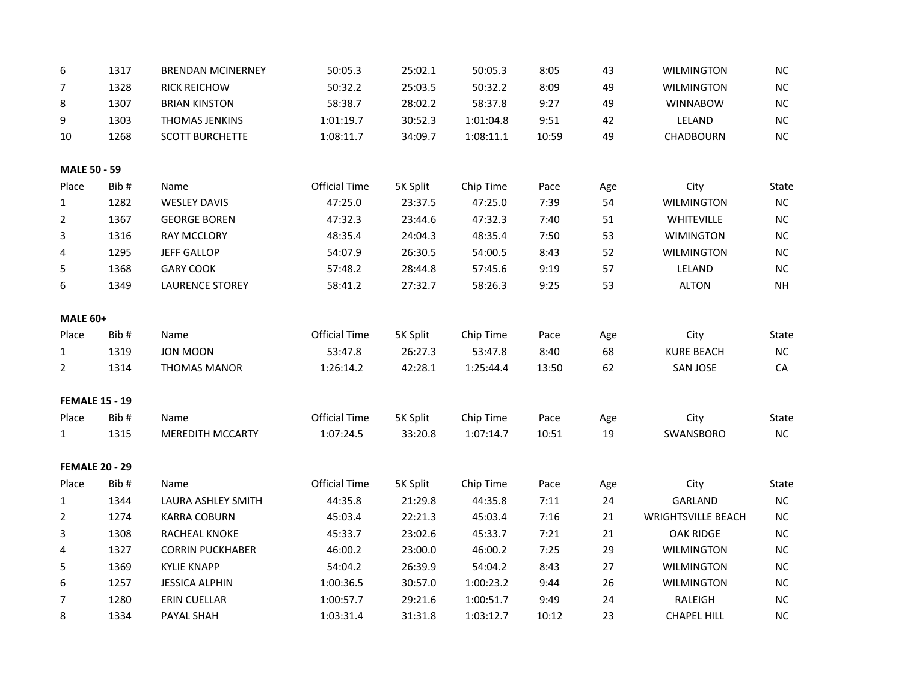| Place | Bib # | Name | Official Time | 5K Split | Chip Time | Pace | Age | City | State |
|---|---|---|---|---|---|---|---|---|---|
| 6 | 1317 | BRENDAN MCINERNEY | 50:05.3 | 25:02.1 | 50:05.3 | 8:05 | 43 | WILMINGTON | NC |
| 7 | 1328 | RICK REICHOW | 50:32.2 | 25:03.5 | 50:32.2 | 8:09 | 49 | WILMINGTON | NC |
| 8 | 1307 | BRIAN KINSTON | 58:38.7 | 28:02.2 | 58:37.8 | 9:27 | 49 | WINNABOW | NC |
| 9 | 1303 | THOMAS JENKINS | 1:01:19.7 | 30:52.3 | 1:01:04.8 | 9:51 | 42 | LELAND | NC |
| 10 | 1268 | SCOTT BURCHETTE | 1:08:11.7 | 34:09.7 | 1:08:11.1 | 10:59 | 49 | CHADBOURN | NC |

**MALE 50 - 59**

| Place | Bib # | Name | Official Time | 5K Split | Chip Time | Pace | Age | City | State |
|---|---|---|---|---|---|---|---|---|---|
| 1 | 1282 | WESLEY DAVIS | 47:25.0 | 23:37.5 | 47:25.0 | 7:39 | 54 | WILMINGTON | NC |
| 2 | 1367 | GEORGE BOREN | 47:32.3 | 23:44.6 | 47:32.3 | 7:40 | 51 | WHITEVILLE | NC |
| 3 | 1316 | RAY MCCLORY | 48:35.4 | 24:04.3 | 48:35.4 | 7:50 | 53 | WIMINGTON | NC |
| 4 | 1295 | JEFF GALLOP | 54:07.9 | 26:30.5 | 54:00.5 | 8:43 | 52 | WILMINGTON | NC |
| 5 | 1368 | GARY COOK | 57:48.2 | 28:44.8 | 57:45.6 | 9:19 | 57 | LELAND | NC |
| 6 | 1349 | LAURENCE STOREY | 58:41.2 | 27:32.7 | 58:26.3 | 9:25 | 53 | ALTON | NH |

**MALE 60+**

| Place | Bib # | Name | Official Time | 5K Split | Chip Time | Pace | Age | City | State |
|---|---|---|---|---|---|---|---|---|---|
| 1 | 1319 | JON MOON | 53:47.8 | 26:27.3 | 53:47.8 | 8:40 | 68 | KURE BEACH | NC |
| 2 | 1314 | THOMAS MANOR | 1:26:14.2 | 42:28.1 | 1:25:44.4 | 13:50 | 62 | SAN JOSE | CA |

**FEMALE 15 - 19**

| Place | Bib # | Name | Official Time | 5K Split | Chip Time | Pace | Age | City | State |
|---|---|---|---|---|---|---|---|---|---|
| 1 | 1315 | MEREDITH MCCARTY | 1:07:24.5 | 33:20.8 | 1:07:14.7 | 10:51 | 19 | SWANSBORO | NC |

**FEMALE 20 - 29**

| Place | Bib # | Name | Official Time | 5K Split | Chip Time | Pace | Age | City | State |
|---|---|---|---|---|---|---|---|---|---|
| 1 | 1344 | LAURA ASHLEY SMITH | 44:35.8 | 21:29.8 | 44:35.8 | 7:11 | 24 | GARLAND | NC |
| 2 | 1274 | KARRA COBURN | 45:03.4 | 22:21.3 | 45:03.4 | 7:16 | 21 | WRIGHTSVILLE BEACH | NC |
| 3 | 1308 | RACHEAL KNOKE | 45:33.7 | 23:02.6 | 45:33.7 | 7:21 | 21 | OAK RIDGE | NC |
| 4 | 1327 | CORRIN PUCKHABER | 46:00.2 | 23:00.0 | 46:00.2 | 7:25 | 29 | WILMINGTON | NC |
| 5 | 1369 | KYLIE KNAPP | 54:04.2 | 26:39.9 | 54:04.2 | 8:43 | 27 | WILMINGTON | NC |
| 6 | 1257 | JESSICA ALPHIN | 1:00:36.5 | 30:57.0 | 1:00:23.2 | 9:44 | 26 | WILMINGTON | NC |
| 7 | 1280 | ERIN CUELLAR | 1:00:57.7 | 29:21.6 | 1:00:51.7 | 9:49 | 24 | RALEIGH | NC |
| 8 | 1334 | PAYAL SHAH | 1:03:31.4 | 31:31.8 | 1:03:12.7 | 10:12 | 23 | CHAPEL HILL | NC |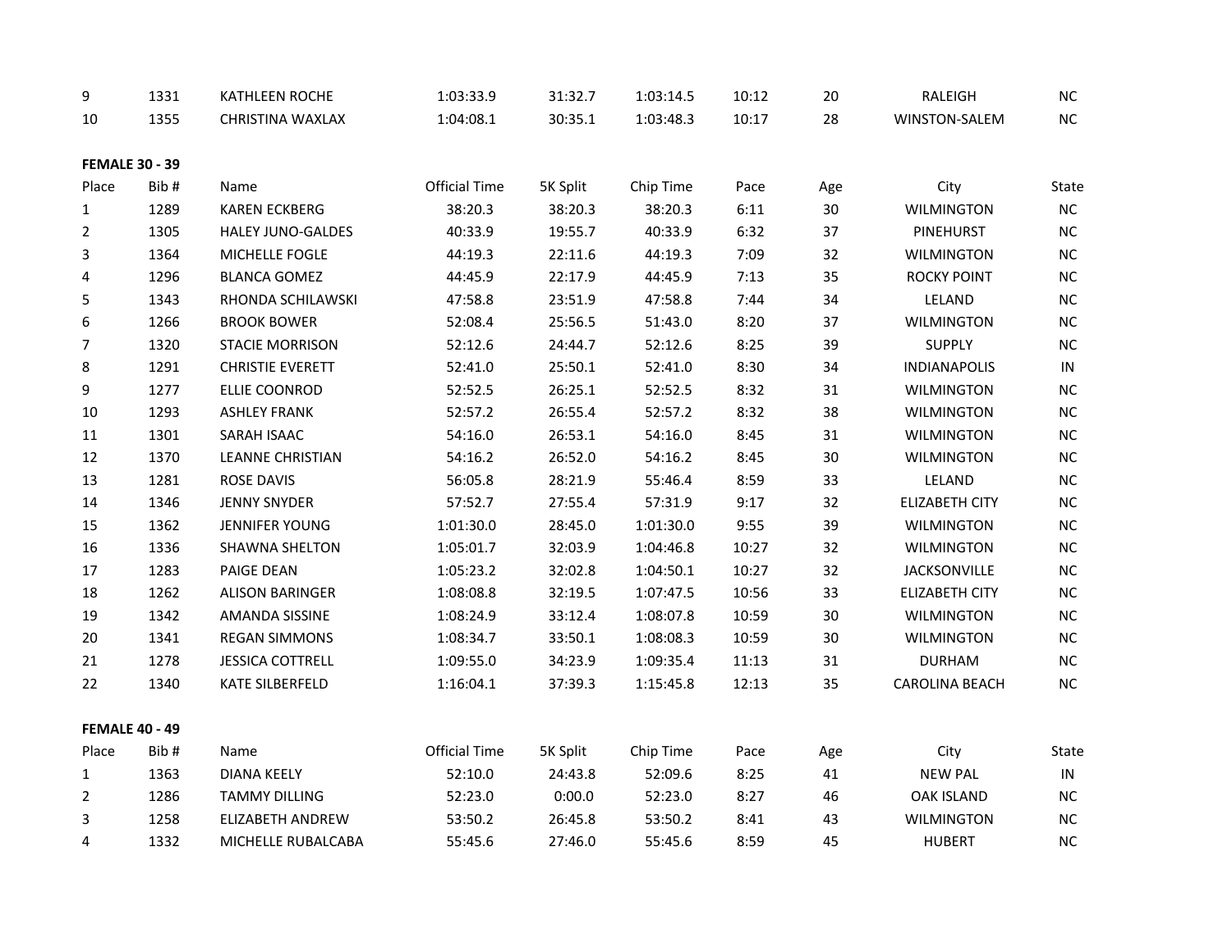| Place | Bib # | Name | Official Time | 5K Split | Chip Time | Pace | Age | City | State |
|---|---|---|---|---|---|---|---|---|---|
| 9 | 1331 | KATHLEEN ROCHE | 1:03:33.9 | 31:32.7 | 1:03:14.5 | 10:12 | 20 | RALEIGH | NC |
| 10 | 1355 | CHRISTINA WAXLAX | 1:04:08.1 | 30:35.1 | 1:03:48.3 | 10:17 | 28 | WINSTON-SALEM | NC |

**FEMALE 30 - 39**

| Place | Bib # | Name | Official Time | 5K Split | Chip Time | Pace | Age | City | State |
|---|---|---|---|---|---|---|---|---|---|
| 1 | 1289 | KAREN ECKBERG | 38:20.3 | 38:20.3 | 38:20.3 | 6:11 | 30 | WILMINGTON | NC |
| 2 | 1305 | HALEY JUNO-GALDES | 40:33.9 | 19:55.7 | 40:33.9 | 6:32 | 37 | PINEHURST | NC |
| 3 | 1364 | MICHELLE FOGLE | 44:19.3 | 22:11.6 | 44:19.3 | 7:09 | 32 | WILMINGTON | NC |
| 4 | 1296 | BLANCA GOMEZ | 44:45.9 | 22:17.9 | 44:45.9 | 7:13 | 35 | ROCKY POINT | NC |
| 5 | 1343 | RHONDA SCHILAWSKI | 47:58.8 | 23:51.9 | 47:58.8 | 7:44 | 34 | LELAND | NC |
| 6 | 1266 | BROOK BOWER | 52:08.4 | 25:56.5 | 51:43.0 | 8:20 | 37 | WILMINGTON | NC |
| 7 | 1320 | STACIE MORRISON | 52:12.6 | 24:44.7 | 52:12.6 | 8:25 | 39 | SUPPLY | NC |
| 8 | 1291 | CHRISTIE EVERETT | 52:41.0 | 25:50.1 | 52:41.0 | 8:30 | 34 | INDIANAPOLIS | IN |
| 9 | 1277 | ELLIE COONROD | 52:52.5 | 26:25.1 | 52:52.5 | 8:32 | 31 | WILMINGTON | NC |
| 10 | 1293 | ASHLEY FRANK | 52:57.2 | 26:55.4 | 52:57.2 | 8:32 | 38 | WILMINGTON | NC |
| 11 | 1301 | SARAH ISAAC | 54:16.0 | 26:53.1 | 54:16.0 | 8:45 | 31 | WILMINGTON | NC |
| 12 | 1370 | LEANNE CHRISTIAN | 54:16.2 | 26:52.0 | 54:16.2 | 8:45 | 30 | WILMINGTON | NC |
| 13 | 1281 | ROSE DAVIS | 56:05.8 | 28:21.9 | 55:46.4 | 8:59 | 33 | LELAND | NC |
| 14 | 1346 | JENNY SNYDER | 57:52.7 | 27:55.4 | 57:31.9 | 9:17 | 32 | ELIZABETH CITY | NC |
| 15 | 1362 | JENNIFER YOUNG | 1:01:30.0 | 28:45.0 | 1:01:30.0 | 9:55 | 39 | WILMINGTON | NC |
| 16 | 1336 | SHAWNA SHELTON | 1:05:01.7 | 32:03.9 | 1:04:46.8 | 10:27 | 32 | WILMINGTON | NC |
| 17 | 1283 | PAIGE DEAN | 1:05:23.2 | 32:02.8 | 1:04:50.1 | 10:27 | 32 | JACKSONVILLE | NC |
| 18 | 1262 | ALISON BARINGER | 1:08:08.8 | 32:19.5 | 1:07:47.5 | 10:56 | 33 | ELIZABETH CITY | NC |
| 19 | 1342 | AMANDA SISSINE | 1:08:24.9 | 33:12.4 | 1:08:07.8 | 10:59 | 30 | WILMINGTON | NC |
| 20 | 1341 | REGAN SIMMONS | 1:08:34.7 | 33:50.1 | 1:08:08.3 | 10:59 | 30 | WILMINGTON | NC |
| 21 | 1278 | JESSICA COTTRELL | 1:09:55.0 | 34:23.9 | 1:09:35.4 | 11:13 | 31 | DURHAM | NC |
| 22 | 1340 | KATE SILBERFELD | 1:16:04.1 | 37:39.3 | 1:15:45.8 | 12:13 | 35 | CAROLINA BEACH | NC |

**FEMALE 40 - 49**

| Place | Bib # | Name | Official Time | 5K Split | Chip Time | Pace | Age | City | State |
|---|---|---|---|---|---|---|---|---|---|
| 1 | 1363 | DIANA KEELY | 52:10.0 | 24:43.8 | 52:09.6 | 8:25 | 41 | NEW PAL | IN |
| 2 | 1286 | TAMMY DILLING | 52:23.0 | 0:00.0 | 52:23.0 | 8:27 | 46 | OAK ISLAND | NC |
| 3 | 1258 | ELIZABETH ANDREW | 53:50.2 | 26:45.8 | 53:50.2 | 8:41 | 43 | WILMINGTON | NC |
| 4 | 1332 | MICHELLE RUBALCABA | 55:45.6 | 27:46.0 | 55:45.6 | 8:59 | 45 | HUBERT | NC |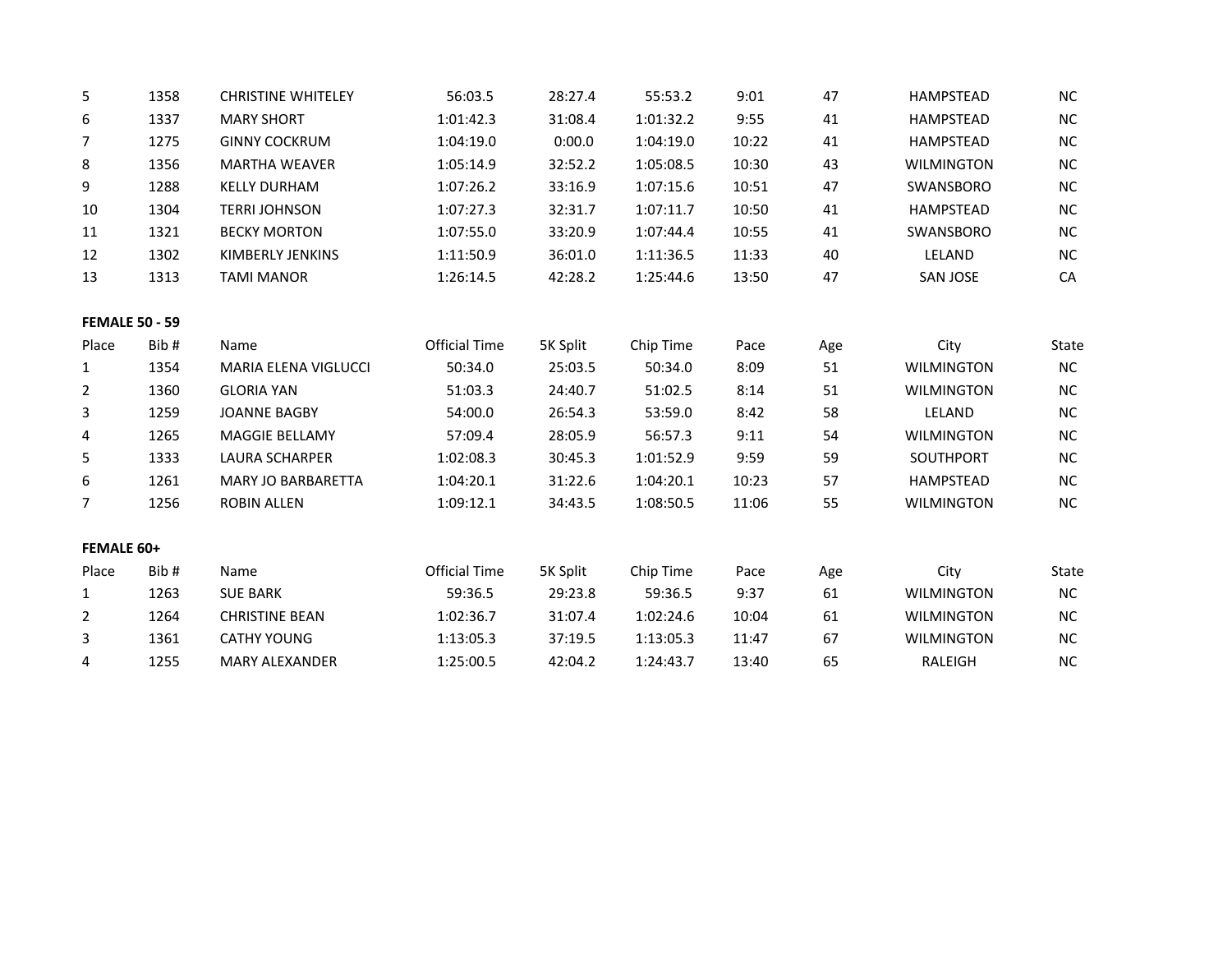| | | | | | | | | | |
|---|---|---|---|---|---|---|---|---|---|
| 5 | 1358 | CHRISTINE WHITELEY | 56:03.5 | 28:27.4 | 55:53.2 | 9:01 | 47 | HAMPSTEAD | NC |
| 6 | 1337 | MARY SHORT | 1:01:42.3 | 31:08.4 | 1:01:32.2 | 9:55 | 41 | HAMPSTEAD | NC |
| 7 | 1275 | GINNY COCKRUM | 1:04:19.0 | 0:00.0 | 1:04:19.0 | 10:22 | 41 | HAMPSTEAD | NC |
| 8 | 1356 | MARTHA WEAVER | 1:05:14.9 | 32:52.2 | 1:05:08.5 | 10:30 | 43 | WILMINGTON | NC |
| 9 | 1288 | KELLY DURHAM | 1:07:26.2 | 33:16.9 | 1:07:15.6 | 10:51 | 47 | SWANSBORO | NC |
| 10 | 1304 | TERRI JOHNSON | 1:07:27.3 | 32:31.7 | 1:07:11.7 | 10:50 | 41 | HAMPSTEAD | NC |
| 11 | 1321 | BECKY MORTON | 1:07:55.0 | 33:20.9 | 1:07:44.4 | 10:55 | 41 | SWANSBORO | NC |
| 12 | 1302 | KIMBERLY JENKINS | 1:11:50.9 | 36:01.0 | 1:11:36.5 | 11:33 | 40 | LELAND | NC |
| 13 | 1313 | TAMI MANOR | 1:26:14.5 | 42:28.2 | 1:25:44.6 | 13:50 | 47 | SAN JOSE | CA |

**FEMALE 50 - 59**

| Place | Bib # | Name | Official Time | 5K Split | Chip Time | Pace | Age | City | State |
|---|---|---|---|---|---|---|---|---|---|
| 1 | 1354 | MARIA ELENA VIGLUCCI | 50:34.0 | 25:03.5 | 50:34.0 | 8:09 | 51 | WILMINGTON | NC |
| 2 | 1360 | GLORIA YAN | 51:03.3 | 24:40.7 | 51:02.5 | 8:14 | 51 | WILMINGTON | NC |
| 3 | 1259 | JOANNE BAGBY | 54:00.0 | 26:54.3 | 53:59.0 | 8:42 | 58 | LELAND | NC |
| 4 | 1265 | MAGGIE BELLAMY | 57:09.4 | 28:05.9 | 56:57.3 | 9:11 | 54 | WILMINGTON | NC |
| 5 | 1333 | LAURA SCHARPER | 1:02:08.3 | 30:45.3 | 1:01:52.9 | 9:59 | 59 | SOUTHPORT | NC |
| 6 | 1261 | MARY JO BARBARETTA | 1:04:20.1 | 31:22.6 | 1:04:20.1 | 10:23 | 57 | HAMPSTEAD | NC |
| 7 | 1256 | ROBIN ALLEN | 1:09:12.1 | 34:43.5 | 1:08:50.5 | 11:06 | 55 | WILMINGTON | NC |

**FEMALE 60+**

| Place | Bib # | Name | Official Time | 5K Split | Chip Time | Pace | Age | City | State |
|---|---|---|---|---|---|---|---|---|---|
| 1 | 1263 | SUE BARK | 59:36.5 | 29:23.8 | 59:36.5 | 9:37 | 61 | WILMINGTON | NC |
| 2 | 1264 | CHRISTINE BEAN | 1:02:36.7 | 31:07.4 | 1:02:24.6 | 10:04 | 61 | WILMINGTON | NC |
| 3 | 1361 | CATHY YOUNG | 1:13:05.3 | 37:19.5 | 1:13:05.3 | 11:47 | 67 | WILMINGTON | NC |
| 4 | 1255 | MARY ALEXANDER | 1:25:00.5 | 42:04.2 | 1:24:43.7 | 13:40 | 65 | RALEIGH | NC |